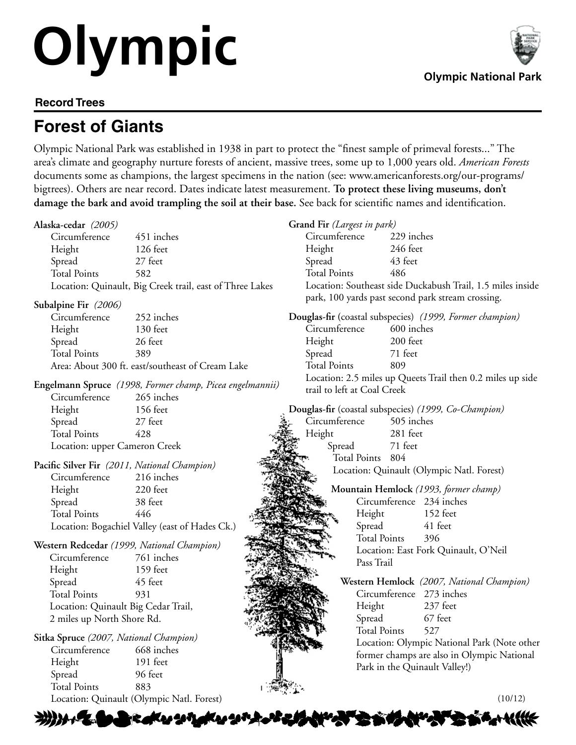# Olympic

Olympic National Park

**Record Trees**

## Forest of Giants

Olympic National Park was established in 1938 in part to protect the "finest sample of primeval forests..." The area's climate and geography nurture forests of ancient, massive trees, some up to 1,000 years old. *American Forests* documents some as champions, the largest specimens in the nation (see: www.americanforests.org/our-programs/bigtrees). Others are near record. Dates indicate latest measurement. **To protect these living museums, don't damage the bark and avoid trampling the soil at their base.** See back for scientific names and identification.

**Alaska-cedar** *(2005)*
- Circumference: 451 inches
- Height: 126 feet
- Spread: 27 feet
- Total Points: 582
- Location: Quinault, Big Creek trail, east of Three Lakes

**Subalpine Fir** *(2006)*
- Circumference: 252 inches
- Height: 130 feet
- Spread: 26 feet
- Total Points: 389
- Area: About 300 ft. east/southeast of Cream Lake

**Engelmann Spruce** *(1998, Former champ, Picea engelmannii)*
- Circumference: 265 inches
- Height: 156 feet
- Spread: 27 feet
- Total Points: 428
- Location: upper Cameron Creek

**Pacific Silver Fir** *(2011, National Champion)*
- Circumference: 216 inches
- Height: 220 feet
- Spread: 38 feet
- Total Points: 446
- Location: Bogachiel Valley (east of Hades Ck.)

**Western Redcedar** *(1999, National Champion)*
- Circumference: 761 inches
- Height: 159 feet
- Spread: 45 feet
- Total Points: 931
- Location: Quinault Big Cedar Trail, 2 miles up North Shore Rd.

**Sitka Spruce** *(2007, National Champion)*
- Circumference: 668 inches
- Height: 191 feet
- Spread: 96 feet
- Total Points: 883
- Location: Quinault (Olympic Natl. Forest)

**Grand Fir** *(Largest in park)*
- Circumference: 229 inches
- Height: 246 feet
- Spread: 43 feet
- Total Points: 486
- Location: Southeast side Duckabush Trail, 1.5 miles inside park, 100 yards past second park stream crossing.

**Douglas-fir** (coastal subspecies) *(1999, Former champion)*
- Circumference: 600 inches
- Height: 200 feet
- Spread: 71 feet
- Total Points: 809
- Location: 2.5 miles up Queets Trail then 0.2 miles up side trail to left at Coal Creek

**Douglas-fir** (coastal subspecies) *(1999, Co-Champion)*
- Circumference: 505 inches
- Height: 281 feet
- Spread: 71 feet
- Total Points: 804
- Location: Quinault (Olympic Natl. Forest)

**Mountain Hemlock** *(1993, former champ)*
- Circumference: 234 inches
- Height: 152 feet
- Spread: 41 feet
- Total Points: 396
- Location: East Fork Quinault, O'Neil Pass Trail

**Western Hemlock** *(2007, National Champion)*
- Circumference: 273 inches
- Height: 237 feet
- Spread: 67 feet
- Total Points: 527
- Location: Olympic National Park (Note other former champs are also in Olympic National Park in the Quinault Valley!)

(10/12)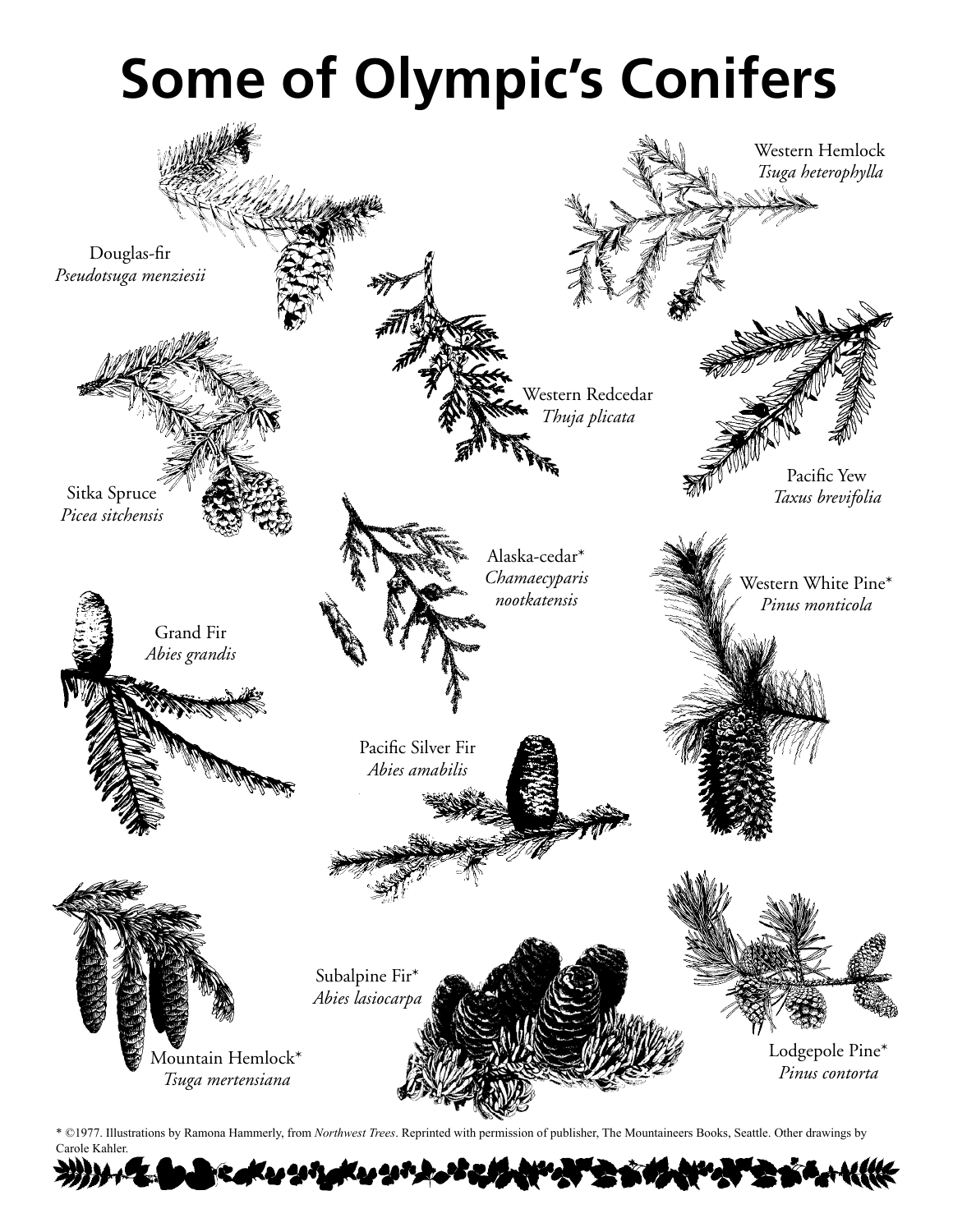# Some of Olympic's Conifers

Douglas-fir
*Pseudotsuga menziesii*

Western Hemlock
*Tsuga heterophylla*

Western Redcedar
*Thuja plicata*

Sitka Spruce
*Picea sitchensis*

Pacific Yew
*Taxus brevifolia*

Alaska-cedar*
*Chamaecyparis nootkatensis*

Western White Pine*
*Pinus monticola*

Grand Fir
*Abies grandis*

Pacific Silver Fir
*Abies amabilis*

Subalpine Fir*
*Abies lasiocarpa*

Mountain Hemlock*
*Tsuga mertensiana*

Lodgepole Pine*
*Pinus contorta*

* ©1977. Illustrations by Ramona Hammerly, from *Northwest Trees*. Reprinted with permission of publisher, The Mountaineers Books, Seattle. Other drawings by Carole Kahler.